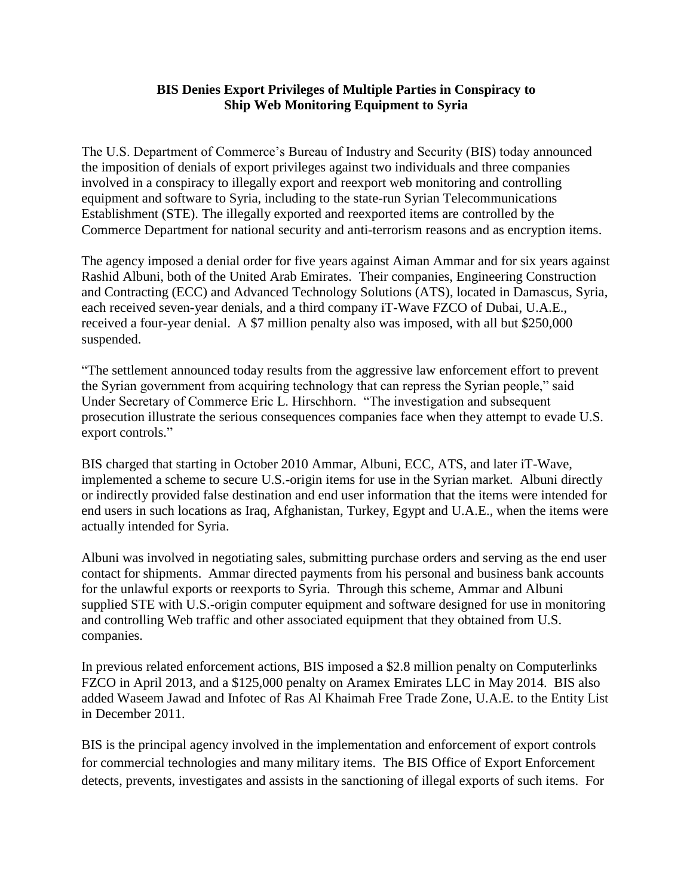**BIS Denies Export Privileges of Multiple Parties in Conspiracy to Ship Web Monitoring Equipment to Syria**

The U.S. Department of Commerce's Bureau of Industry and Security (BIS) today announced the imposition of denials of export privileges against two individuals and three companies involved in a conspiracy to illegally export and reexport web monitoring and controlling equipment and software to Syria, including to the state-run Syrian Telecommunications Establishment (STE). The illegally exported and reexported items are controlled by the Commerce Department for national security and anti-terrorism reasons and as encryption items.

The agency imposed a denial order for five years against Aiman Ammar and for six years against Rashid Albuni, both of the United Arab Emirates. Their companies, Engineering Construction and Contracting (ECC) and Advanced Technology Solutions (ATS), located in Damascus, Syria, each received seven-year denials, and a third company iT-Wave FZCO of Dubai, U.A.E., received a four-year denial. A $7 million penalty also was imposed, with all but $250,000 suspended.

"The settlement announced today results from the aggressive law enforcement effort to prevent the Syrian government from acquiring technology that can repress the Syrian people," said Under Secretary of Commerce Eric L. Hirschhorn. "The investigation and subsequent prosecution illustrate the serious consequences companies face when they attempt to evade U.S. export controls."

BIS charged that starting in October 2010 Ammar, Albuni, ECC, ATS, and later iT-Wave, implemented a scheme to secure U.S.-origin items for use in the Syrian market. Albuni directly or indirectly provided false destination and end user information that the items were intended for end users in such locations as Iraq, Afghanistan, Turkey, Egypt and U.A.E., when the items were actually intended for Syria.

Albuni was involved in negotiating sales, submitting purchase orders and serving as the end user contact for shipments. Ammar directed payments from his personal and business bank accounts for the unlawful exports or reexports to Syria. Through this scheme, Ammar and Albuni supplied STE with U.S.-origin computer equipment and software designed for use in monitoring and controlling Web traffic and other associated equipment that they obtained from U.S. companies.

In previous related enforcement actions, BIS imposed a $2.8 million penalty on Computerlinks FZCO in April 2013, and a $125,000 penalty on Aramex Emirates LLC in May 2014. BIS also added Waseem Jawad and Infotec of Ras Al Khaimah Free Trade Zone, U.A.E. to the Entity List in December 2011.

BIS is the principal agency involved in the implementation and enforcement of export controls for commercial technologies and many military items. The BIS Office of Export Enforcement detects, prevents, investigates and assists in the sanctioning of illegal exports of such items. For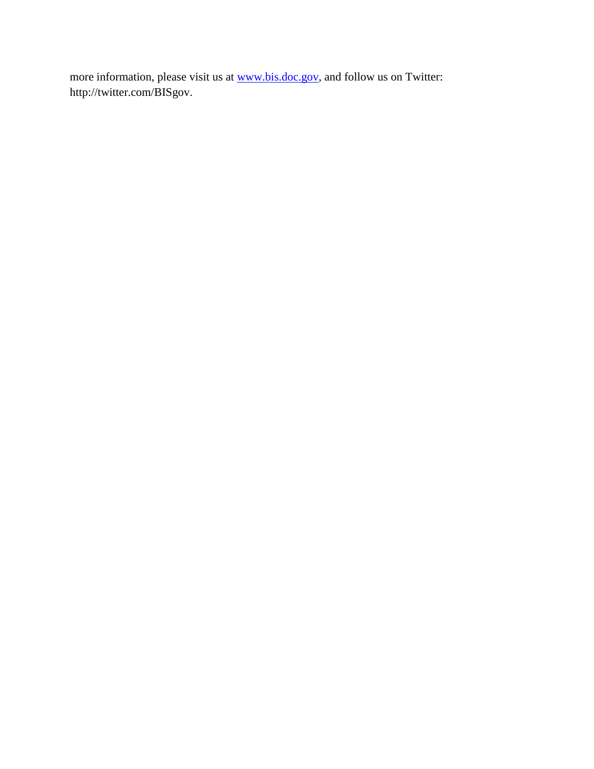more information, please visit us at [www.bis.doc.gov](http://www.bis.doc.gov), and follow us on Twitter: http://twitter.com/BISgov.